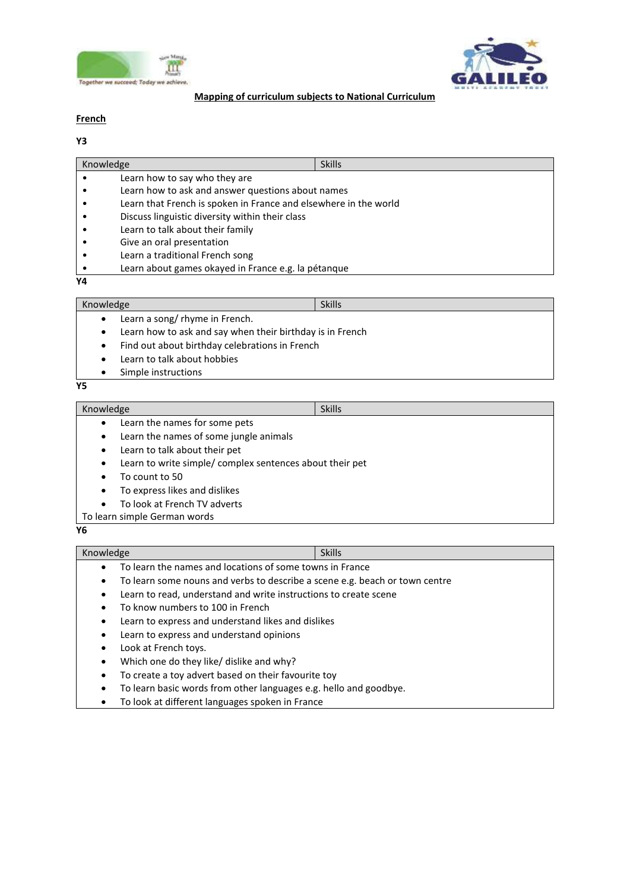**Mapping of curriculum subjects to National Curriculum**

**French**

**Y3**

| Knowledge | Skills |
|---|---|
| • Learn how to say who they are<br>• Learn how to ask and answer questions about names<br>• Learn that French is spoken in France and elsewhere in the world<br>• Discuss linguistic diversity within their class<br>• Learn to talk about their family<br>• Give an oral presentation<br>• Learn a traditional French song<br>• Learn about games okayed in France e.g. la pétanque | |

**Y4**

| Knowledge | Skills |
|---|---|
| • Learn a song/ rhyme in French.<br>• Learn how to ask and say when their birthday is in French<br>• Find out about birthday celebrations in French<br>• Learn to talk about hobbies<br>• Simple instructions | |

**Y5**

| Knowledge | Skills |
|---|---|
| • Learn the names for some pets<br>• Learn the names of some jungle animals<br>• Learn to talk about their pet<br>• Learn to write simple/ complex sentences about their pet<br>• To count to 50<br>• To express likes and dislikes<br>• To look at French TV adverts<br>To learn simple German words | |

**Y6**

| Knowledge | Skills |
|---|---|
| • To learn the names and locations of some towns in France<br>• To learn some nouns and verbs to describe a scene e.g. beach or town centre<br>• Learn to read, understand and write instructions to create scene<br>• To know numbers to 100 in French<br>• Learn to express and understand likes and dislikes<br>• Learn to express and understand opinions<br>• Look at French toys.<br>• Which one do they like/ dislike and why?<br>• To create a toy advert based on their favourite toy<br>• To learn basic words from other languages e.g. hello and goodbye.<br>• To look at different languages spoken in France | |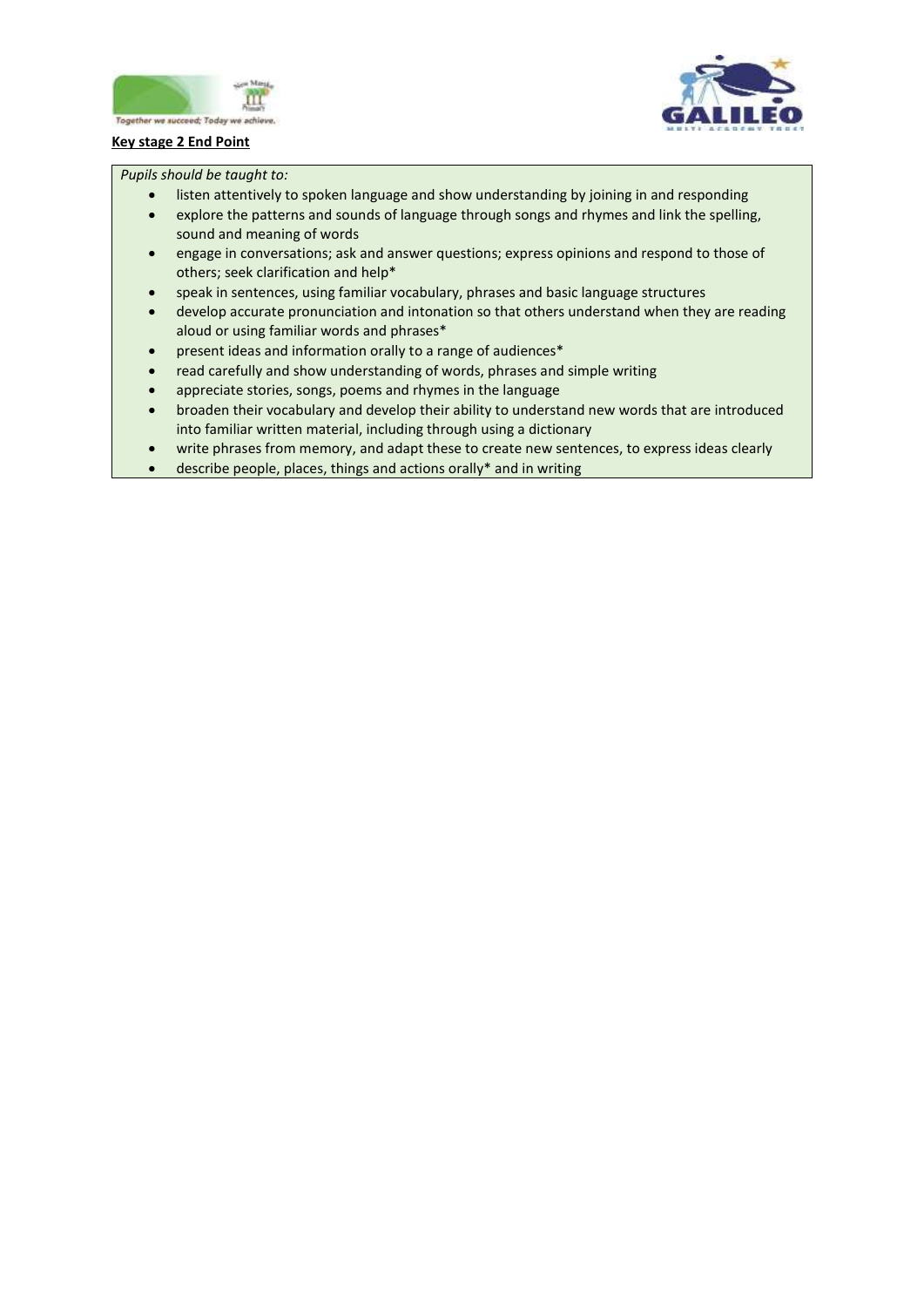**Key stage 2 End Point**

*Pupils should be taught to:*

- listen attentively to spoken language and show understanding by joining in and responding
- explore the patterns and sounds of language through songs and rhymes and link the spelling, sound and meaning of words
- engage in conversations; ask and answer questions; express opinions and respond to those of others; seek clarification and help*
- speak in sentences, using familiar vocabulary, phrases and basic language structures
- develop accurate pronunciation and intonation so that others understand when they are reading aloud or using familiar words and phrases*
- present ideas and information orally to a range of audiences*
- read carefully and show understanding of words, phrases and simple writing
- appreciate stories, songs, poems and rhymes in the language
- broaden their vocabulary and develop their ability to understand new words that are introduced into familiar written material, including through using a dictionary
- write phrases from memory, and adapt these to create new sentences, to express ideas clearly
- describe people, places, things and actions orally* and in writing